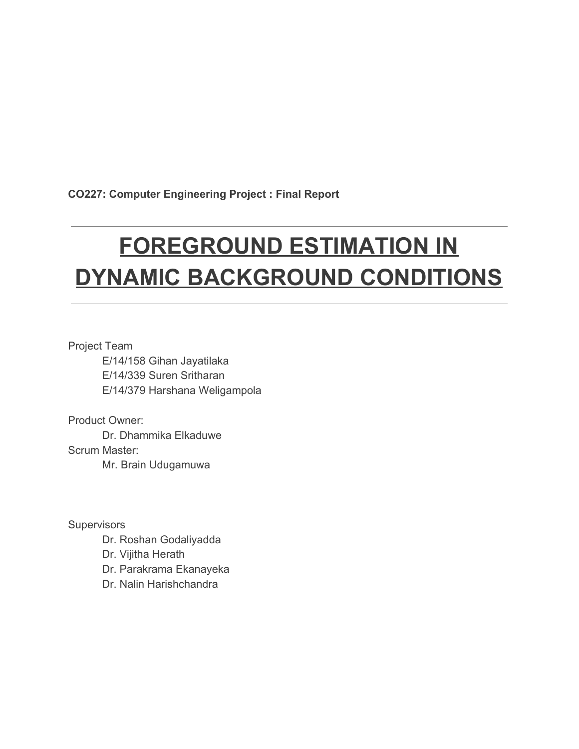**CO227: Computer Engineering Project : Final Report**

# FOREGROUND ESTIMATION IN DYNAMIC BACKGROUND CONDITIONS

Project Team

- E/14/158 Gihan Jayatilaka
- E/14/339 Suren Sritharan
- E/14/379 Harshana Weligampola

Product Owner:

- Dr. Dhammika Elkaduwe

Scrum Master:

- Mr. Brain Udugamuwa

Supervisors

- Dr. Roshan Godaliyadda
- Dr. Vijitha Herath
- Dr. Parakrama Ekanayeka
- Dr. Nalin Harishchandra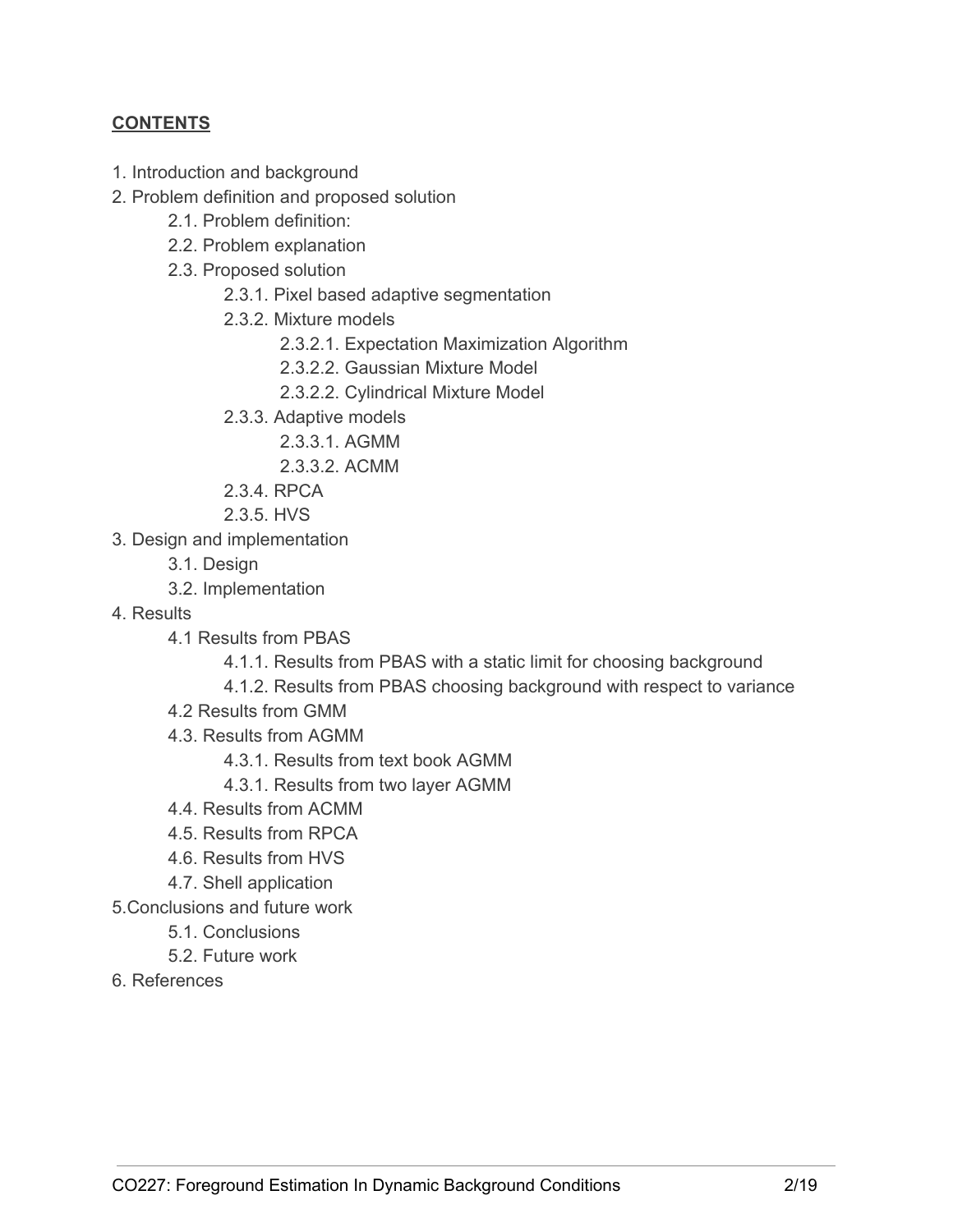**CONTENTS**

1. Introduction and background
2. Problem definition and proposed solution
    - 2.1. Problem definition:
    - 2.2. Problem explanation
    - 2.3. Proposed solution
        - 2.3.1. Pixel based adaptive segmentation
        - 2.3.2. Mixture models
            - 2.3.2.1. Expectation Maximization Algorithm
            - 2.3.2.2. Gaussian Mixture Model
            - 2.3.2.2. Cylindrical Mixture Model
        - 2.3.3. Adaptive models
            - 2.3.3.1. AGMM
            - 2.3.3.2. ACMM
        - 2.3.4. RPCA
        - 2.3.5. HVS
3. Design and implementation
    - 3.1. Design
    - 3.2. Implementation
4. Results
    - 4.1 Results from PBAS
        - 4.1.1. Results from PBAS with a static limit for choosing background
        - 4.1.2. Results from PBAS choosing background with respect to variance
    - 4.2 Results from GMM
    - 4.3. Results from AGMM
        - 4.3.1. Results from text book AGMM
        - 4.3.1. Results from two layer AGMM
    - 4.4. Results from ACMM
    - 4.5. Results from RPCA
    - 4.6. Results from HVS
    - 4.7. Shell application
5. Conclusions and future work
    - 5.1. Conclusions
    - 5.2. Future work
6. References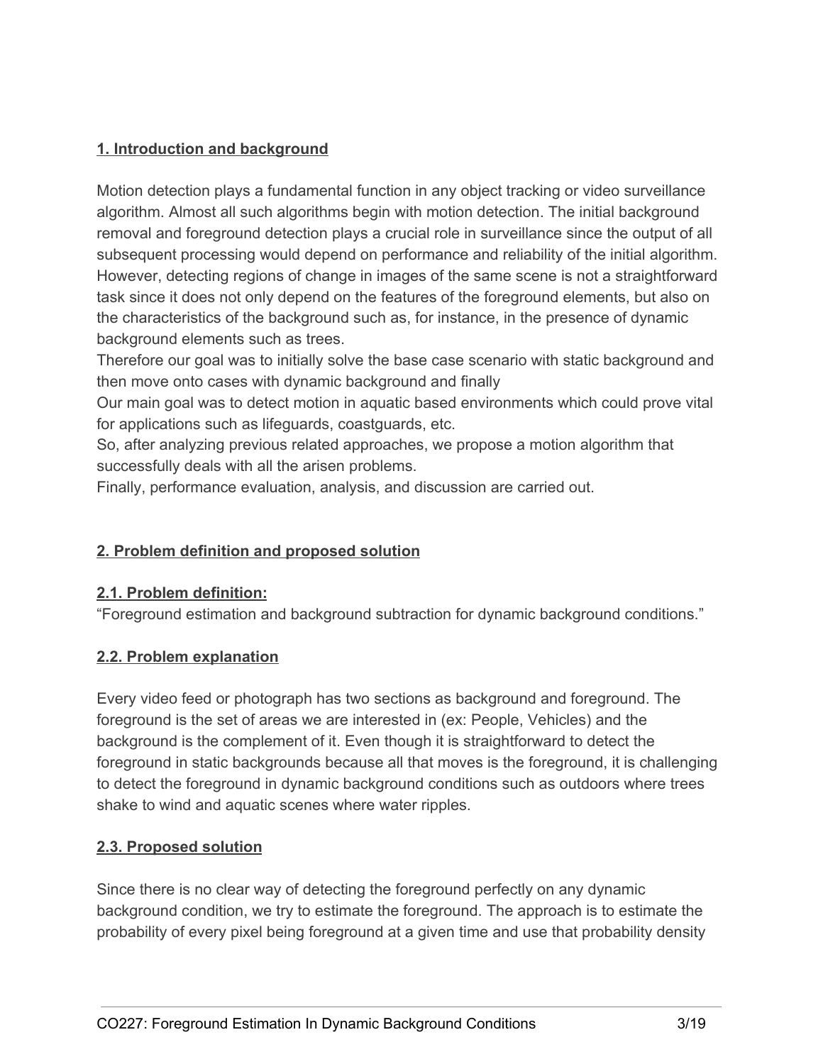## 1. Introduction and background

Motion detection plays a fundamental function in any object tracking or video surveillance algorithm. Almost all such algorithms begin with motion detection. The initial background removal and foreground detection plays a crucial role in surveillance since the output of all subsequent processing would depend on performance and reliability of the initial algorithm. However, detecting regions of change in images of the same scene is not a straightforward task since it does not only depend on the features of the foreground elements, but also on the characteristics of the background such as, for instance, in the presence of dynamic background elements such as trees.

Therefore our goal was to initially solve the base case scenario with static background and then move onto cases with dynamic background and finally

Our main goal was to detect motion in aquatic based environments which could prove vital for applications such as lifeguards, coastguards, etc.

So, after analyzing previous related approaches, we propose a motion algorithm that successfully deals with all the arisen problems.

Finally, performance evaluation, analysis, and discussion are carried out.

## 2. Problem definition and proposed solution

### 2.1. Problem definition:

"Foreground estimation and background subtraction for dynamic background conditions."

### 2.2. Problem explanation

Every video feed or photograph has two sections as background and foreground. The foreground is the set of areas we are interested in (ex: People, Vehicles) and the background is the complement of it. Even though it is straightforward to detect the foreground in static backgrounds because all that moves is the foreground, it is challenging to detect the foreground in dynamic background conditions such as outdoors where trees shake to wind and aquatic scenes where water ripples.

### 2.3. Proposed solution

Since there is no clear way of detecting the foreground perfectly on any dynamic background condition, we try to estimate the foreground. The approach is to estimate the probability of every pixel being foreground at a given time and use that probability density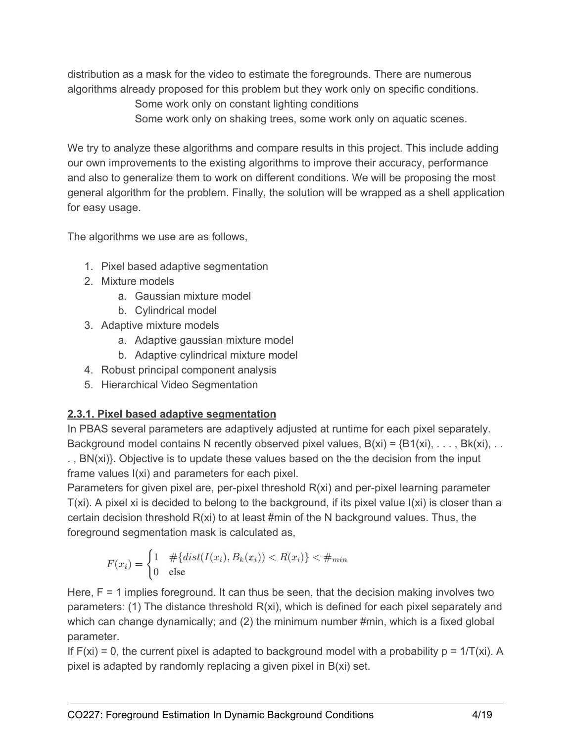distribution as a mask for the video to estimate the foregrounds. There are numerous algorithms already proposed for this problem but they work only on specific conditions.

Some work only on constant lighting conditions

Some work only on shaking trees, some work only on aquatic scenes.

We try to analyze these algorithms and compare results in this project. This include adding our own improvements to the existing algorithms to improve their accuracy, performance and also to generalize them to work on different conditions. We will be proposing the most general algorithm for the problem. Finally, the solution will be wrapped as a shell application for easy usage.

The algorithms we use are as follows,

1. Pixel based adaptive segmentation
2. Mixture models
    a. Gaussian mixture model
    b. Cylindrical model
3. Adaptive mixture models
    a. Adaptive gaussian mixture model
    b. Adaptive cylindrical mixture model
4. Robust principal component analysis
5. Hierarchical Video Segmentation

### 2.3.1. Pixel based adaptive segmentation

In PBAS several parameters are adaptively adjusted at runtime for each pixel separately. Background model contains N recently observed pixel values, $B(x_i) = \{B_1(x_i), \ldots, B_k(x_i), \ldots, B_N(x_i)\}$. Objective is to update these values based on the the decision from the input frame values $I(x_i)$ and parameters for each pixel.

Parameters for given pixel are, per-pixel threshold $R(x_i)$ and per-pixel learning parameter $T(x_i)$. A pixel $x_i$ is decided to belong to the background, if its pixel value $I(x_i)$ is closer than a certain decision threshold $R(x_i)$ to at least $\#min$ of the N background values. Thus, the foreground segmentation mask is calculated as,

$$F(x_i) = \begin{cases} 1 & \#\{dist(I(x_i), B_k(x_i)) < R(x_i)\} < \#_{min} \\ 0 & \text{else} \end{cases}$$

Here, F = 1 implies foreground. It can thus be seen, that the decision making involves two parameters: (1) The distance threshold $R(x_i)$, which is defined for each pixel separately and which can change dynamically; and (2) the minimum number $\#min$, which is a fixed global parameter.

If $F(x_i) = 0$, the current pixel is adapted to background model with a probability $p = 1/T(x_i)$. A pixel is adapted by randomly replacing a given pixel in $B(x_i)$ set.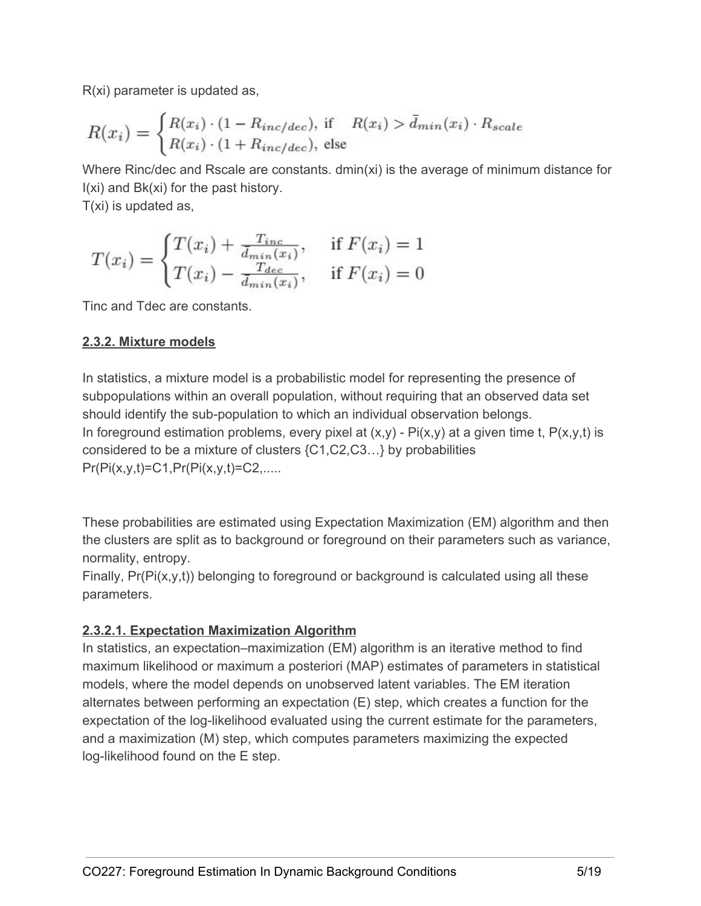R(xi) parameter is updated as,

$$R(x_i) = \begin{cases} R(x_i) \cdot (1 - R_{inc/dec}), \text{ if } & R(x_i) > \bar{d}_{min}(x_i) \cdot R_{scale} \\ R(x_i) \cdot (1 + R_{inc/dec}), \text{ else} \end{cases}$$

Where Rinc/dec and Rscale are constants. dmin(xi) is the average of minimum distance for I(xi) and Bk(xi) for the past history.

T(xi) is updated as,

$$T(x_i) = \begin{cases} T(x_i) + \frac{T_{inc}}{\bar{d}_{min}(x_i)}, & \text{if } F(x_i) = 1 \\ T(x_i) - \frac{T_{dec}}{\bar{d}_{min}(x_i)}, & \text{if } F(x_i) = 0 \end{cases}$$

Tinc and Tdec are constants.

### 2.3.2. Mixture models

In statistics, a mixture model is a probabilistic model for representing the presence of subpopulations within an overall population, without requiring that an observed data set should identify the sub-population to which an individual observation belongs.

In foreground estimation problems, every pixel at (x,y) - Pi(x,y) at a given time t, P(x,y,t) is considered to be a mixture of clusters {C1,C2,C3…} by probabilities Pr(Pi(x,y,t)=C1,Pr(Pi(x,y,t)=C2,.....

These probabilities are estimated using Expectation Maximization (EM) algorithm and then the clusters are split as to background or foreground on their parameters such as variance, normality, entropy.

Finally, Pr(Pi(x,y,t)) belonging to foreground or background is calculated using all these parameters.

#### 2.3.2.1. Expectation Maximization Algorithm

In statistics, an expectation–maximization (EM) algorithm is an iterative method to find maximum likelihood or maximum a posteriori (MAP) estimates of parameters in statistical models, where the model depends on unobserved latent variables. The EM iteration alternates between performing an expectation (E) step, which creates a function for the expectation of the log-likelihood evaluated using the current estimate for the parameters, and a maximization (M) step, which computes parameters maximizing the expected log-likelihood found on the E step.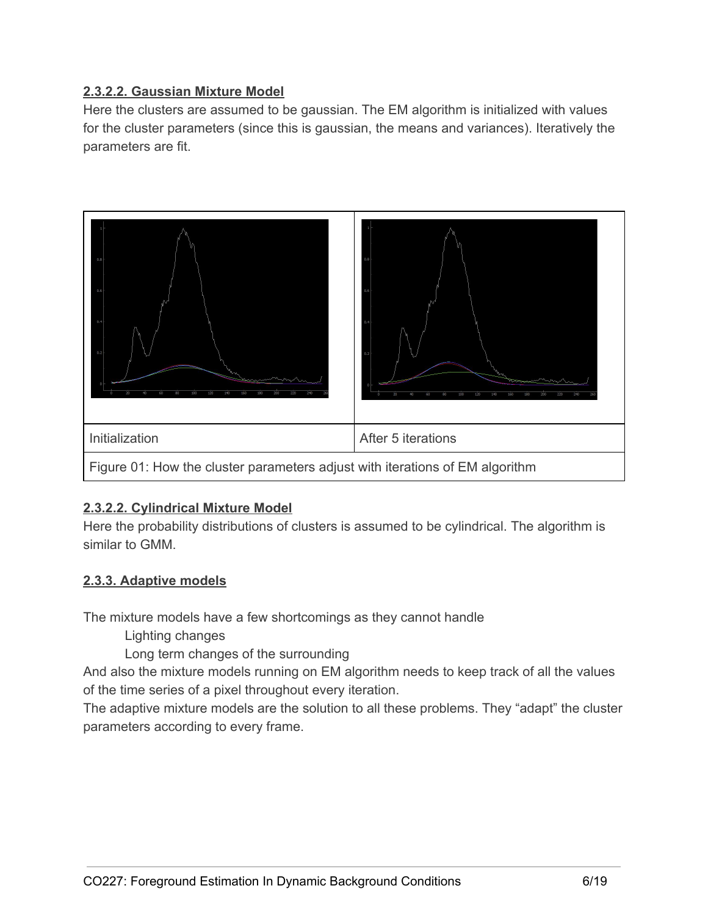#### 2.3.2.2. Gaussian Mixture Model

Here the clusters are assumed to be gaussian. The EM algorithm is initialized with values for the cluster parameters (since this is gaussian, the means and variances). Iteratively the parameters are fit.

| Initialization | After 5 iterations |
|---|---|

Figure 01: How the cluster parameters adjust with iterations of EM algorithm

#### 2.3.2.2. Cylindrical Mixture Model

Here the probability distributions of clusters is assumed to be cylindrical. The algorithm is similar to GMM.

### 2.3.3. Adaptive models

The mixture models have a few shortcomings as they cannot handle

- Lighting changes
- Long term changes of the surrounding

And also the mixture models running on EM algorithm needs to keep track of all the values of the time series of a pixel throughout every iteration.

The adaptive mixture models are the solution to all these problems. They "adapt" the cluster parameters according to every frame.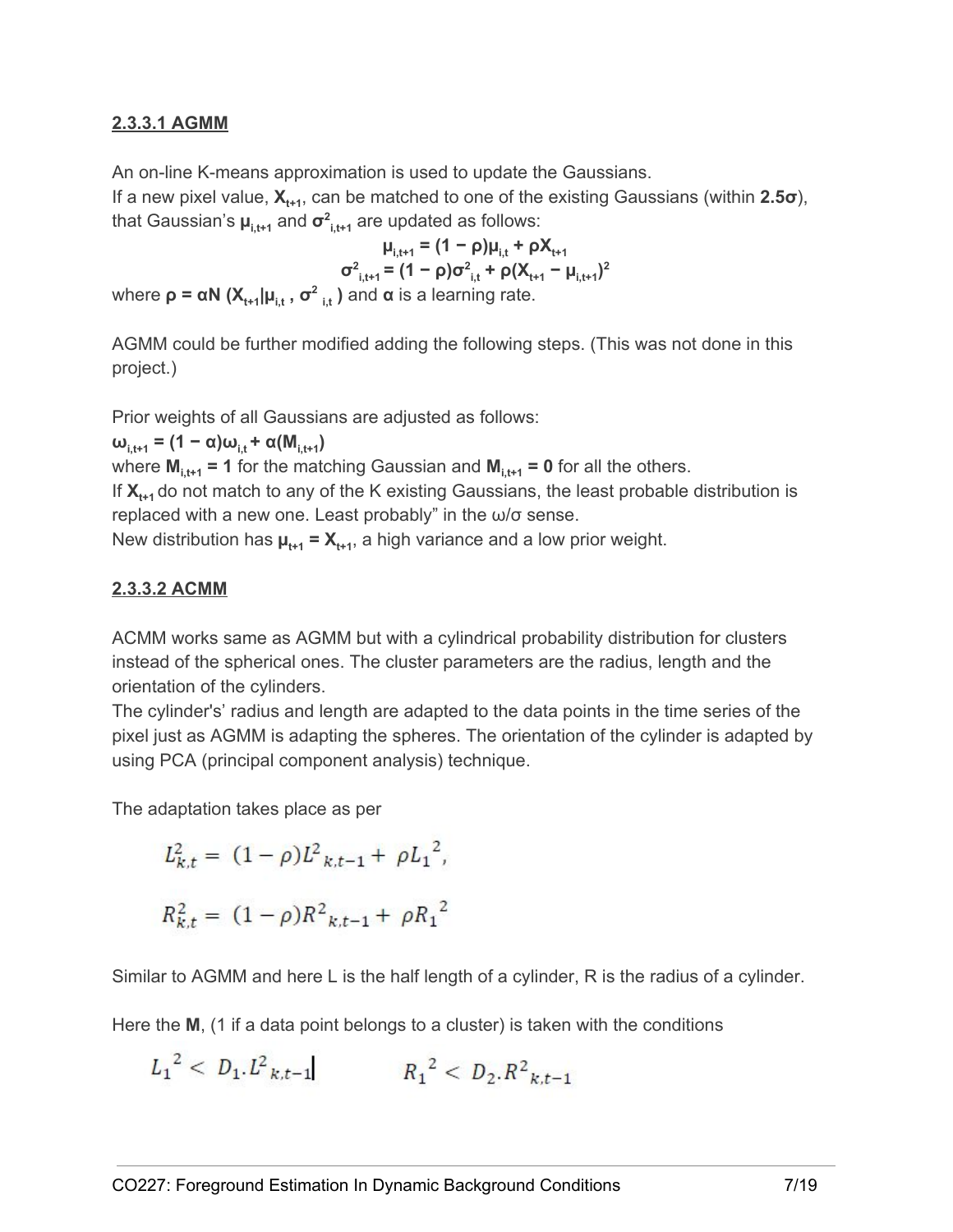### 2.3.3.1 AGMM

An on-line K-means approximation is used to update the Gaussians.
If a new pixel value, $\mathbf{X_{t+1}}$, can be matched to one of the existing Gaussians (within $\mathbf{2.5\sigma}$), that Gaussian's $\mathbf{\mu_{i,t+1}}$ and $\mathbf{\sigma^2_{i,t+1}}$ are updated as follows:

$$\mu_{i,t+1} = (1 - \rho)\mu_{i,t} + \rho X_{t+1}$$

$$\sigma^2_{i,t+1} = (1 - \rho)\sigma^2_{i,t} + \rho(X_{t+1} - \mu_{i,t+1})^2$$

where $\rho = \alpha N (X_{t+1}|\mu_{i,t} , \sigma^2_{i,t})$ and $\alpha$ is a learning rate.

AGMM could be further modified adding the following steps. (This was not done in this project.)

Prior weights of all Gaussians are adjusted as follows:
$\omega_{i,t+1} = (1 - \alpha)\omega_{i,t} + \alpha(M_{i,t+1})$
where $M_{i,t+1} = 1$ for the matching Gaussian and $M_{i,t+1} = 0$ for all the others.
If $\mathbf{X_{t+1}}$ do not match to any of the K existing Gaussians, the least probable distribution is replaced with a new one. Least probably" in the ω/σ sense.
New distribution has $\mu_{t+1} = X_{t+1}$, a high variance and a low prior weight.

### 2.3.3.2 ACMM

ACMM works same as AGMM but with a cylindrical probability distribution for clusters instead of the spherical ones. The cluster parameters are the radius, length and the orientation of the cylinders.
The cylinder's' radius and length are adapted to the data points in the time series of the pixel just as AGMM is adapting the spheres. The orientation of the cylinder is adapted by using PCA (principal component analysis) technique.

The adaptation takes place as per

$$L^2_{k,t} = (1 - \rho)L^2{}_{k,t-1} + \rho {L_1}^2,$$

$$R^2_{k,t} = (1 - \rho)R^2{}_{k,t-1} + \rho {R_1}^2$$

Similar to AGMM and here L is the half length of a cylinder, R is the radius of a cylinder.

Here the **M**, (1 if a data point belongs to a cluster) is taken with the conditions

$${L_1}^2 < D_1.L^2{}_{k,t-1} \qquad {R_1}^2 < D_2.R^2{}_{k,t-1}$$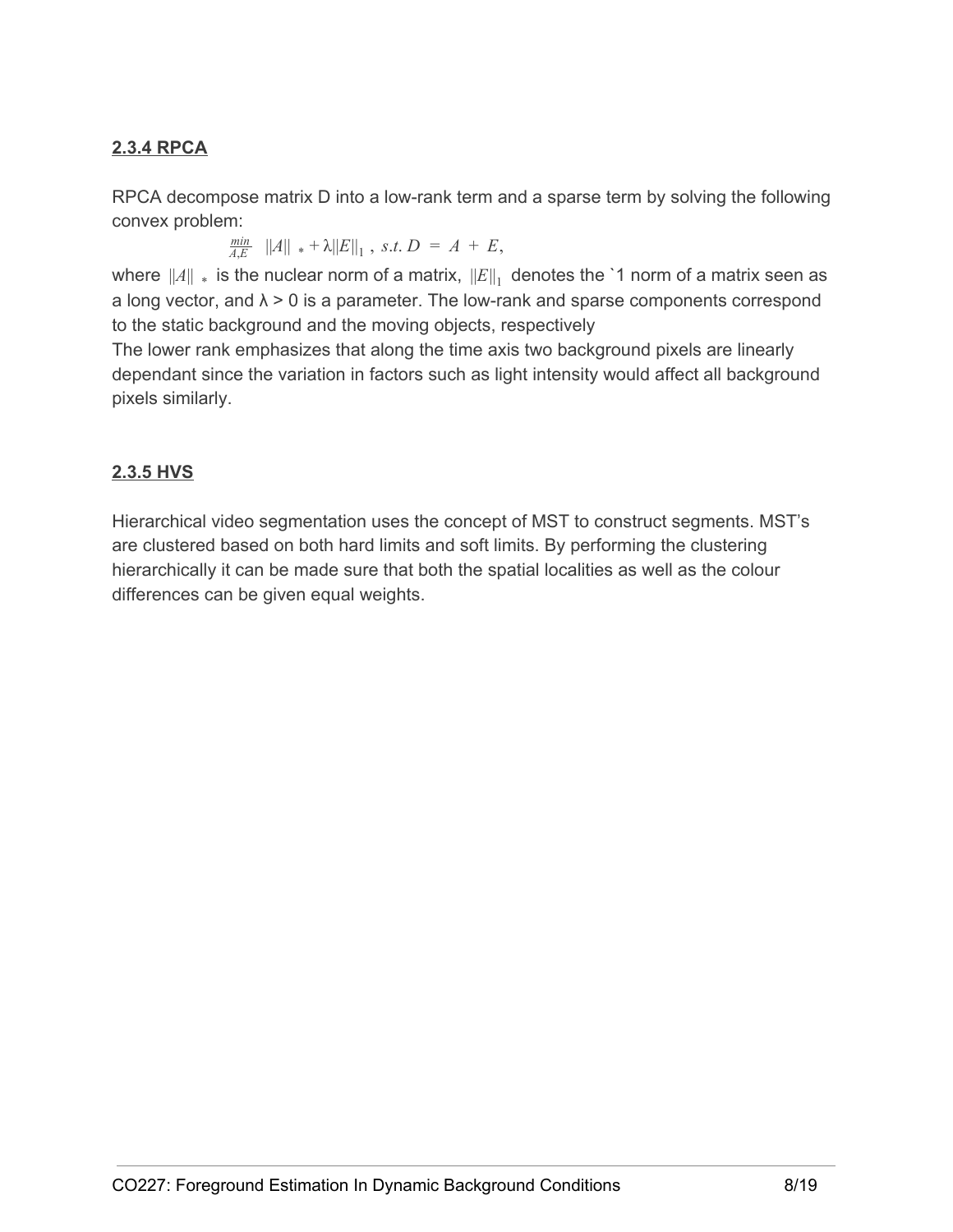**2.3.4 RPCA**

RPCA decompose matrix D into a low-rank term and a sparse term by solving the following convex problem:

$$\min_{A,E} \ \|A\|_* + \lambda\|E\|_1 \ , \ s.t.\ D = A + E,$$

where $\|A\|_*$ is the nuclear norm of a matrix, $\|E\|_1$ denotes the `1 norm of a matrix seen as a long vector, and λ > 0 is a parameter. The low-rank and sparse components correspond to the static background and the moving objects, respectively

The lower rank emphasizes that along the time axis two background pixels are linearly dependant since the variation in factors such as light intensity would affect all background pixels similarly.

**2.3.5 HVS**

Hierarchical video segmentation uses the concept of MST to construct segments. MST's are clustered based on both hard limits and soft limits. By performing the clustering hierarchically it can be made sure that both the spatial localities as well as the colour differences can be given equal weights.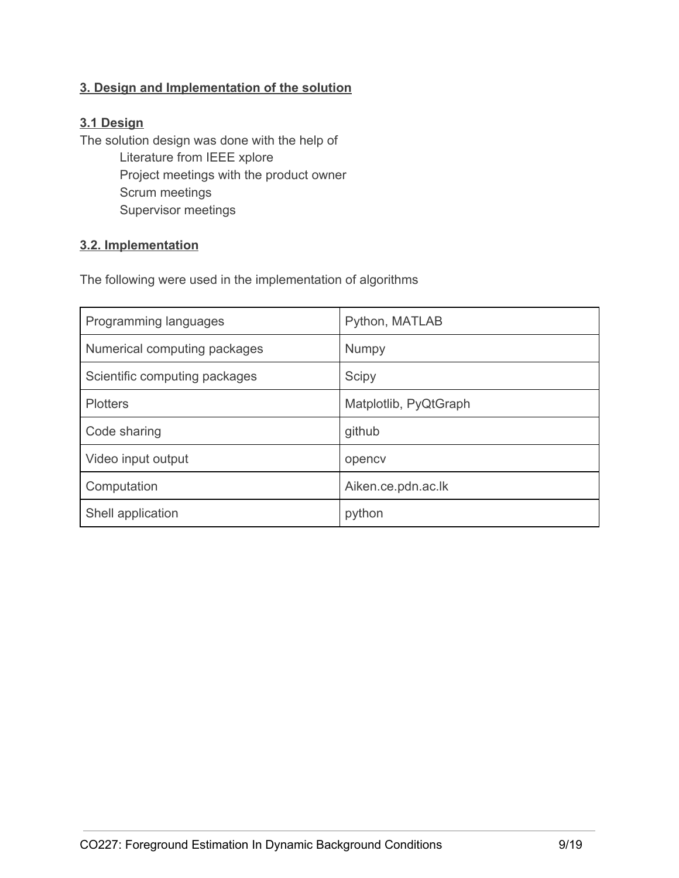## 3. Design and Implementation of the solution

### 3.1 Design

The solution design was done with the help of

- Literature from IEEE xplore
- Project meetings with the product owner
- Scrum meetings
- Supervisor meetings

### 3.2. Implementation

The following were used in the implementation of algorithms

| Programming languages | Python, MATLAB |
|---|---|
| Numerical computing packages | Numpy |
| Scientific computing packages | Scipy |
| Plotters | Matplotlib, PyQtGraph |
| Code sharing | github |
| Video input output | opencv |
| Computation | Aiken.ce.pdn.ac.lk |
| Shell application | python |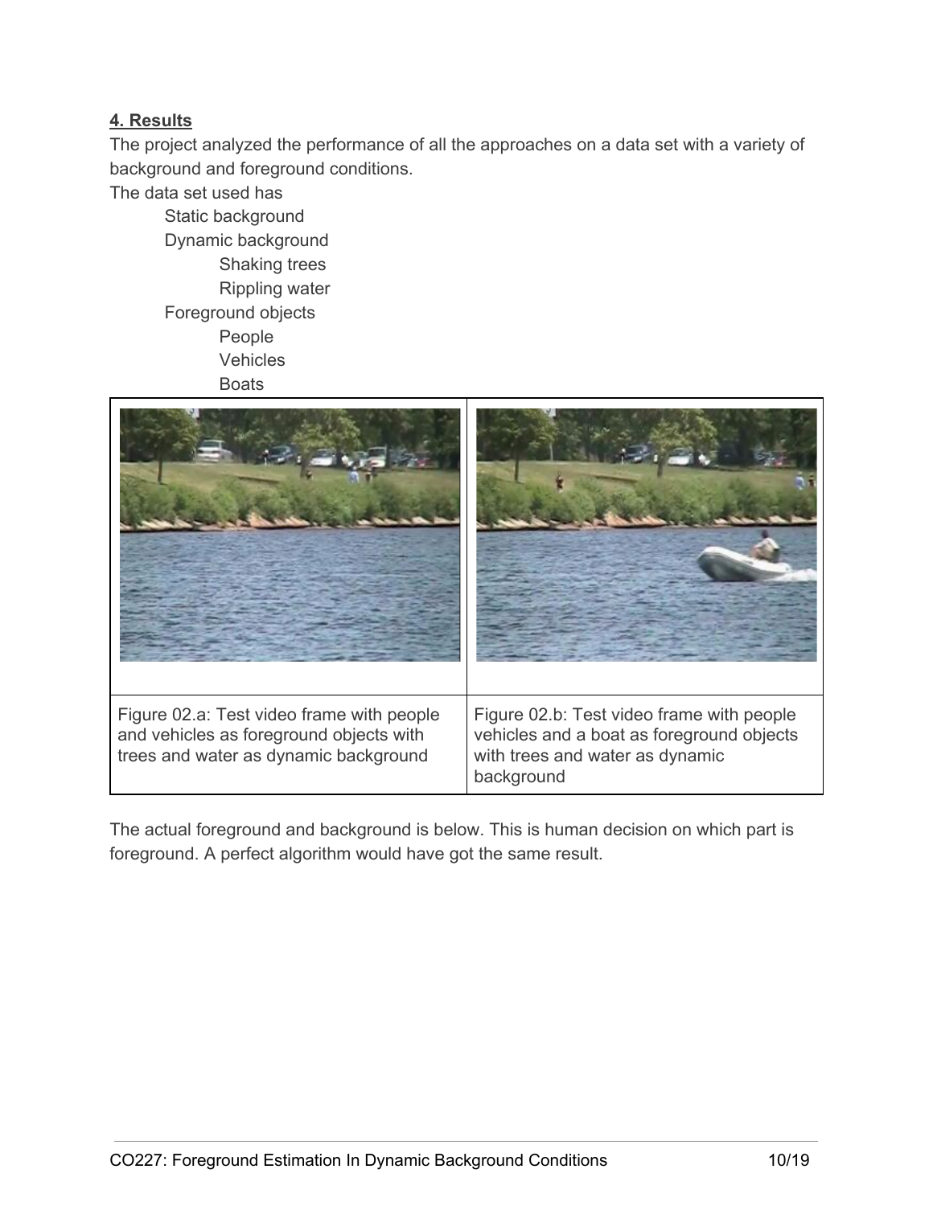## 4. Results

The project analyzed the performance of all the approaches on a data set with a variety of background and foreground conditions.

The data set used has

- Static background
- Dynamic background
  - Shaking trees
  - Rippling water
- Foreground objects
  - People
  - Vehicles
  - Boats

| | |
|---|---|
| Figure 02.a: Test video frame with people and vehicles as foreground objects with trees and water as dynamic background | Figure 02.b: Test video frame with people vehicles and a boat as foreground objects with trees and water as dynamic background |

The actual foreground and background is below. This is human decision on which part is foreground. A perfect algorithm would have got the same result.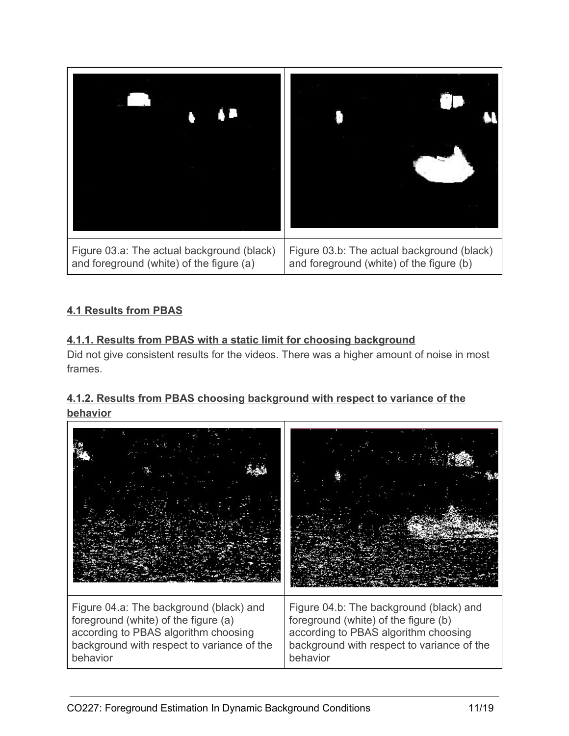| | |
|---|---|
| Figure 03.a: The actual background (black) and foreground (white) of the figure (a) | Figure 03.b: The actual background (black) and foreground (white) of the figure (b) |

**4.1 Results from PBAS**

**4.1.1. Results from PBAS with a static limit for choosing background**

Did not give consistent results for the videos. There was a higher amount of noise in most frames.

**4.1.2. Results from PBAS choosing background with respect to variance of the behavior**

| | |
|---|---|
| Figure 04.a: The background (black) and foreground (white) of the figure (a) according to PBAS algorithm choosing background with respect to variance of the behavior | Figure 04.b: The background (black) and foreground (white) of the figure (b) according to PBAS algorithm choosing background with respect to variance of the behavior |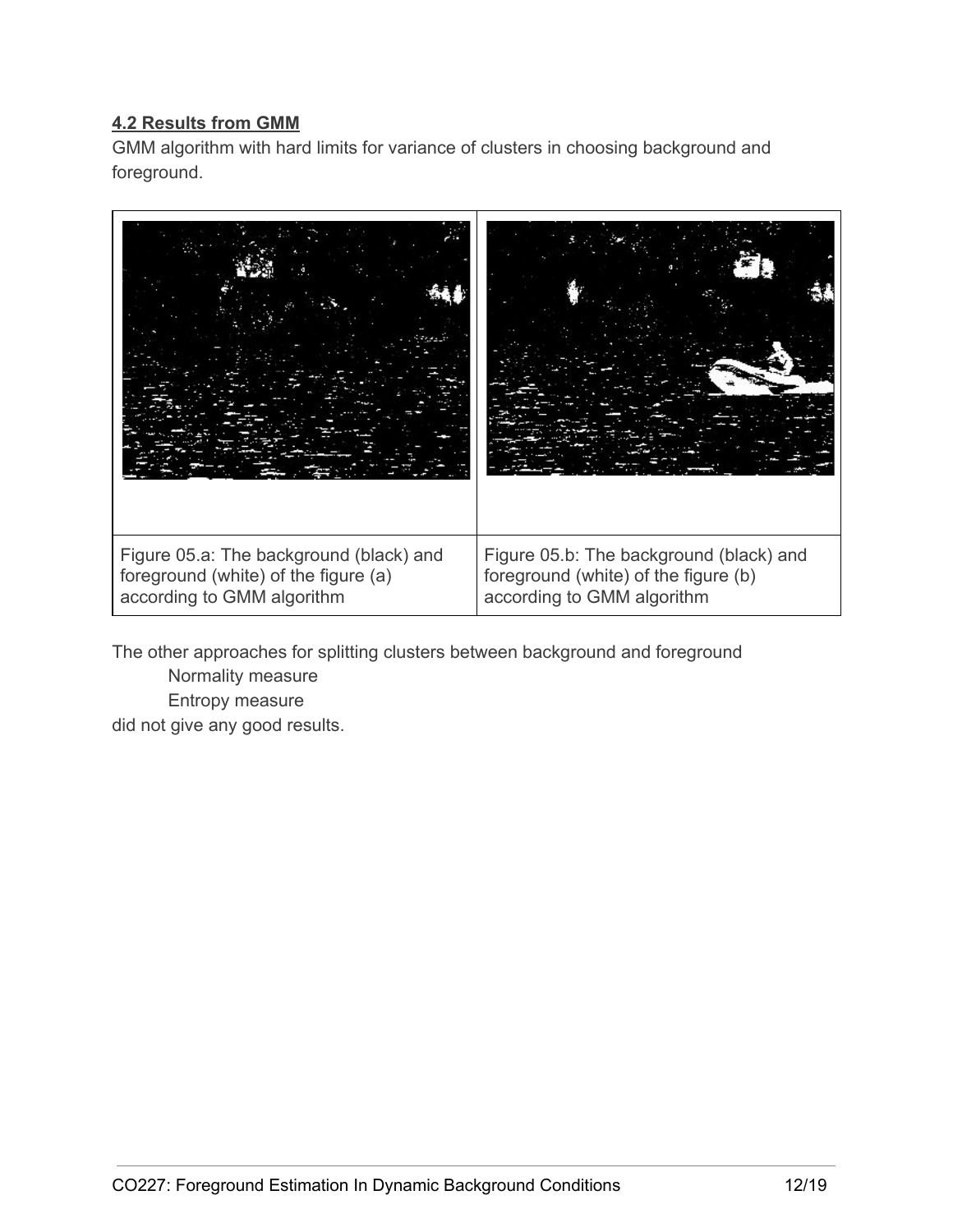**4.2 Results from GMM**

GMM algorithm with hard limits for variance of clusters in choosing background and foreground.

| Figure 05.a: The background (black) and foreground (white) of the figure (a) according to GMM algorithm | Figure 05.b: The background (black) and foreground (white) of the figure (b) according to GMM algorithm |
|---|---|

The other approaches for splitting clusters between background and foreground

- Normality measure
- Entropy measure

did not give any good results.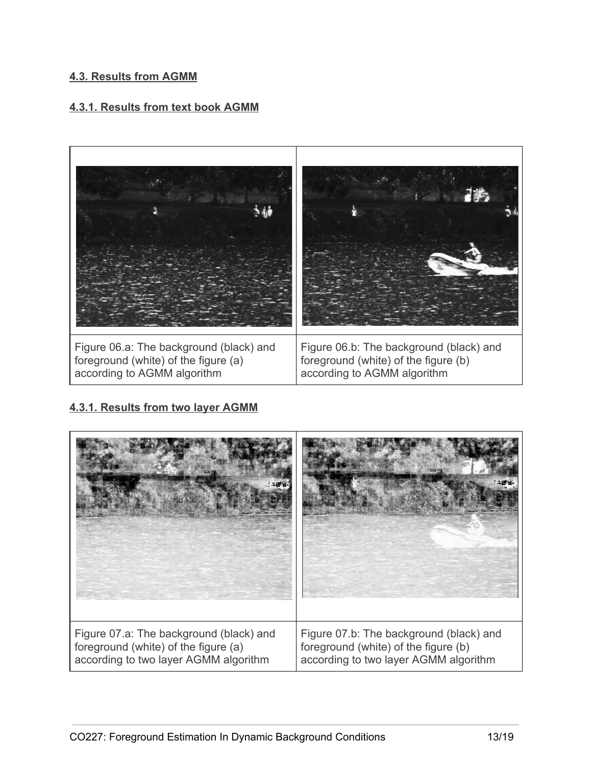### 4.3. Results from AGMM

#### 4.3.1. Results from text book AGMM

| Figure 06.a: The background (black) and foreground (white) of the figure (a) according to AGMM algorithm | Figure 06.b: The background (black) and foreground (white) of the figure (b) according to AGMM algorithm |
| --- | --- |

#### 4.3.1. Results from two layer AGMM

| Figure 07.a: The background (black) and foreground (white) of the figure (a) according to two layer AGMM algorithm | Figure 07.b: The background (black) and foreground (white) of the figure (b) according to two layer AGMM algorithm |
| --- | --- |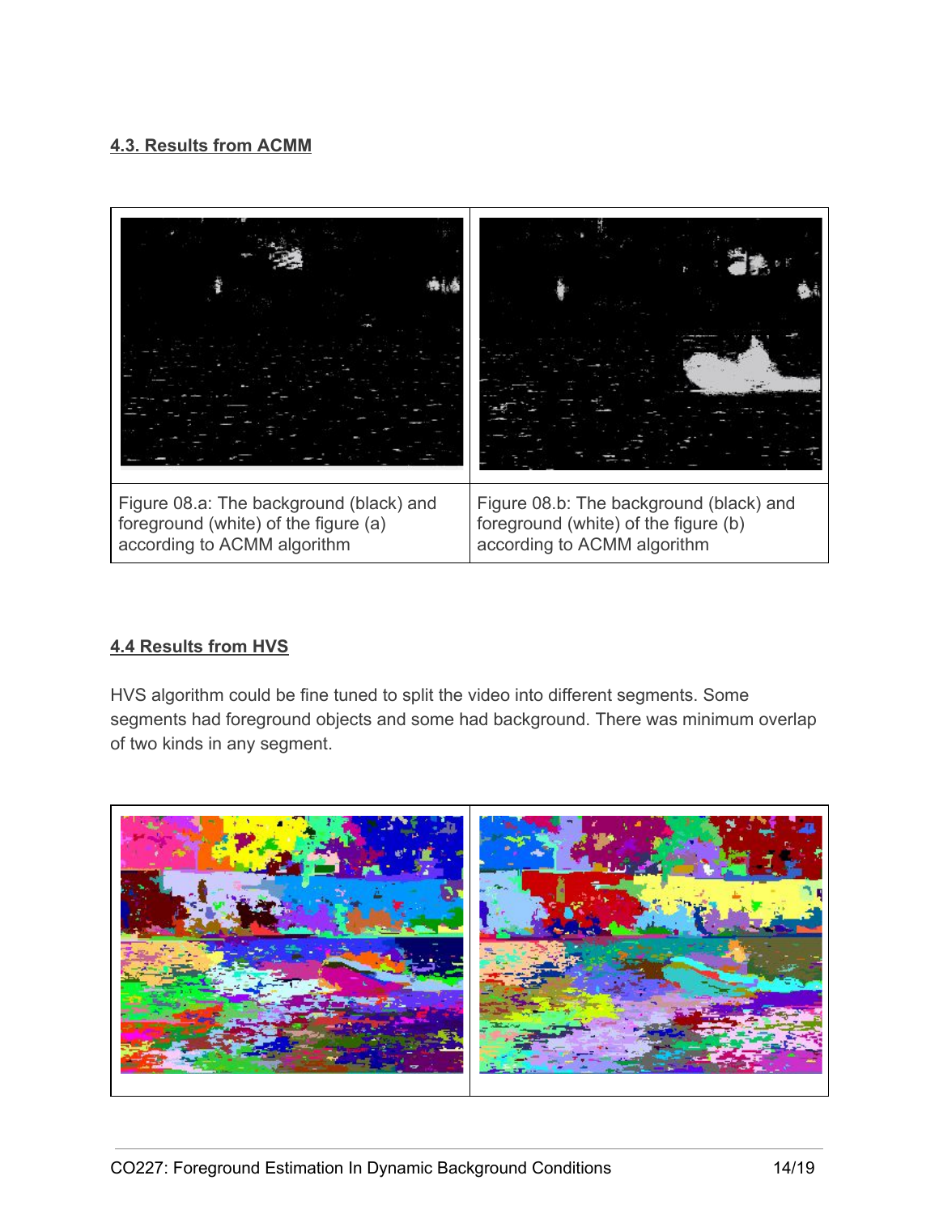#### 4.3. Results from ACMM

| Figure 08.a: The background (black) and foreground (white) of the figure (a) according to ACMM algorithm | Figure 08.b: The background (black) and foreground (white) of the figure (b) according to ACMM algorithm |
| --- | --- |

#### 4.4 Results from HVS

HVS algorithm could be fine tuned to split the video into different segments. Some segments had foreground objects and some had background. There was minimum overlap of two kinds in any segment.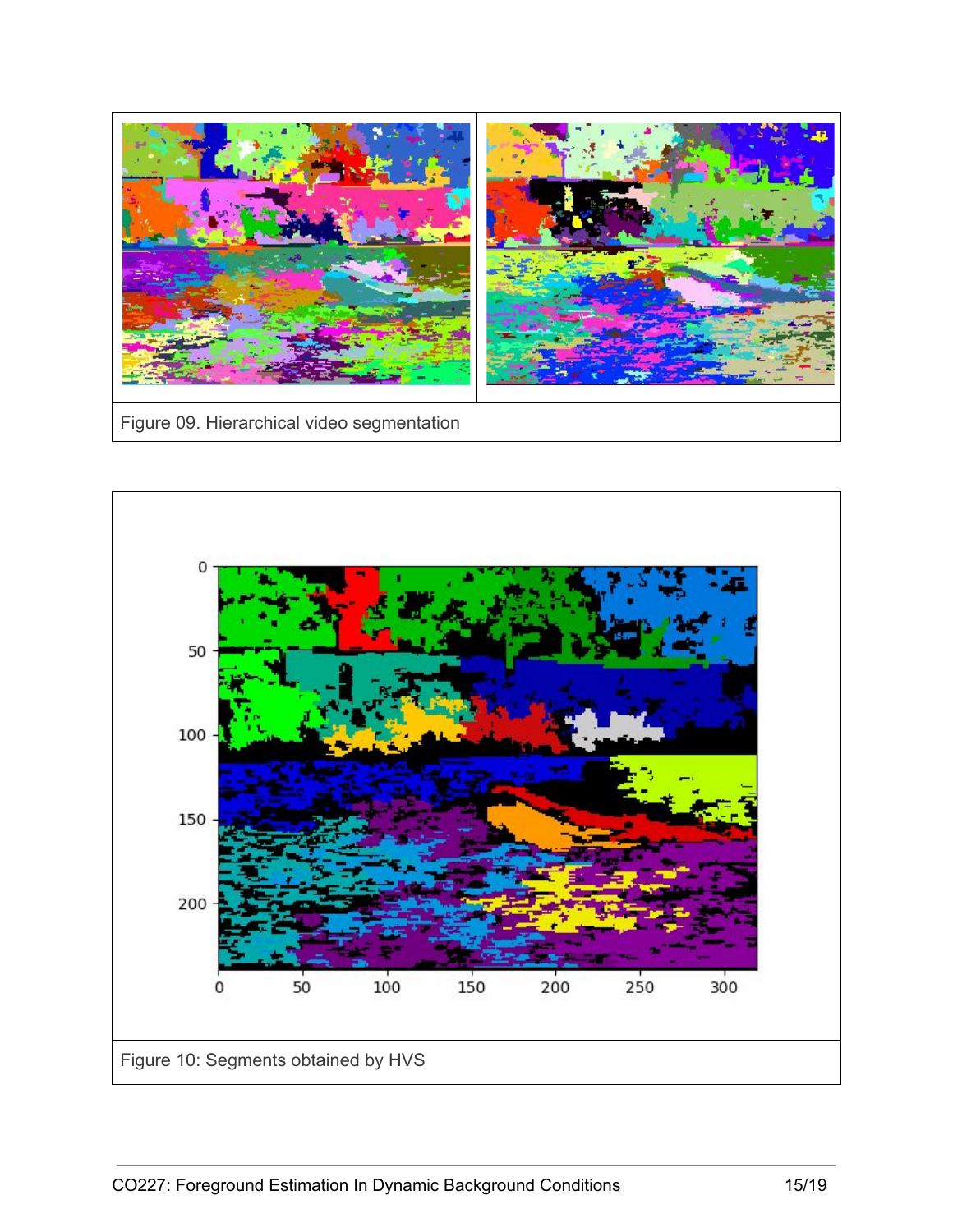Figure 09. Hierarchical video segmentation

Figure 10: Segments obtained by HVS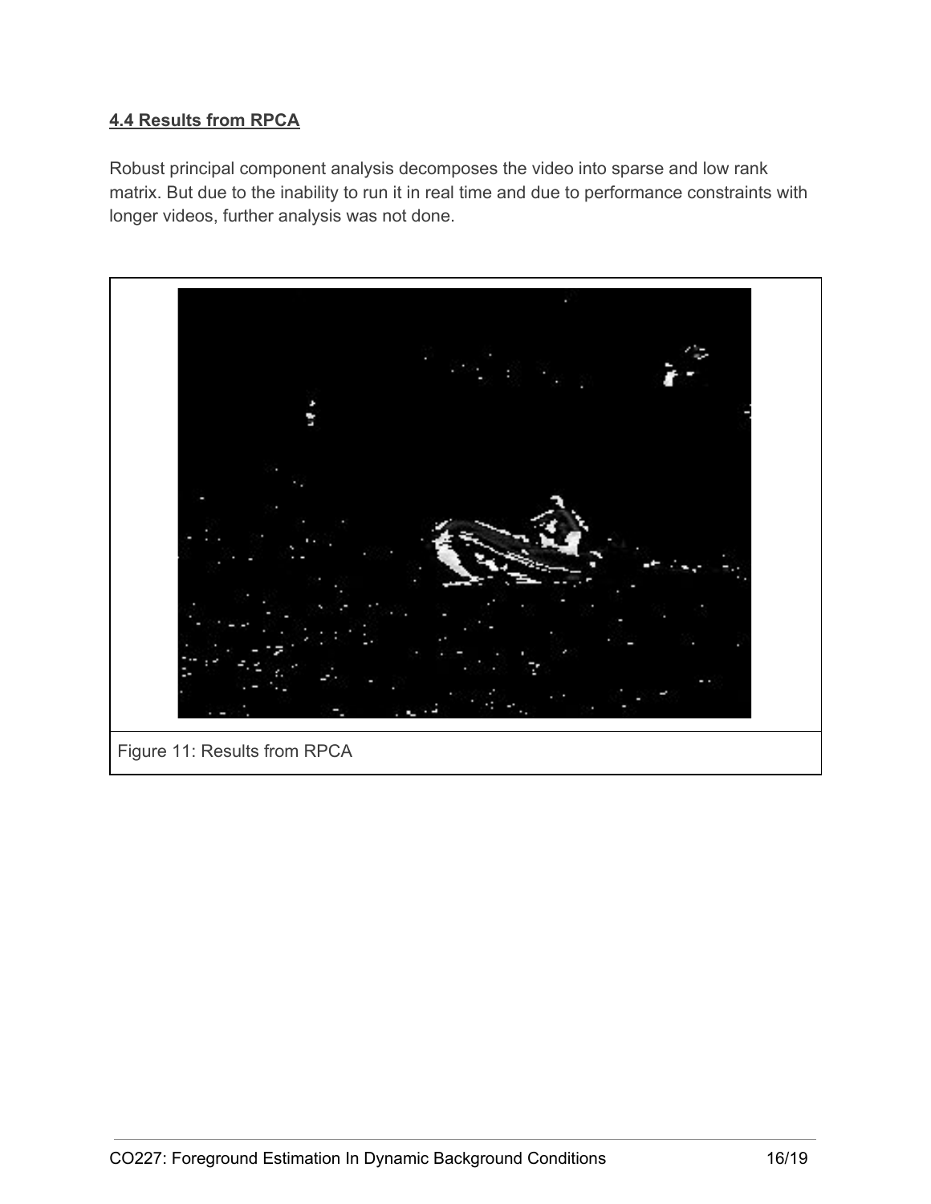### 4.4 Results from RPCA

Robust principal component analysis decomposes the video into sparse and low rank matrix. But due to the inability to run it in real time and due to performance constraints with longer videos, further analysis was not done.

Figure 11: Results from RPCA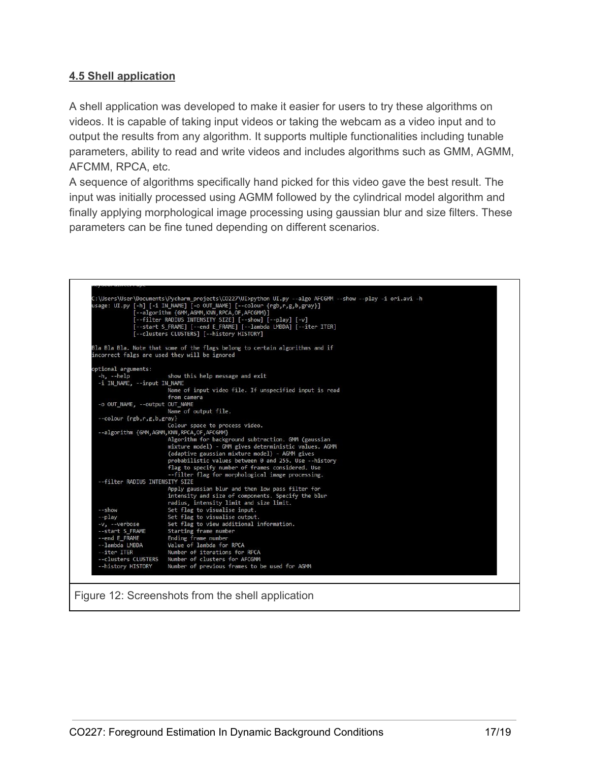### 4.5 Shell application

A shell application was developed to make it easier for users to try these algorithms on videos. It is capable of taking input videos or taking the webcam as a video input and to output the results from any algorithm. It supports multiple functionalities including tunable parameters, ability to read and write videos and includes algorithms such as GMM, AGMM, AFCMM, RPCA, etc.

A sequence of algorithms specifically hand picked for this video gave the best result. The input was initially processed using AGMM followed by the cylindrical model algorithm and finally applying morphological image processing using gaussian blur and size filters. These parameters can be fine tuned depending on different scenarios.

```
C:\Users\User\Documents\Pycharm_projects\CO227\UI>python UI.py --algo AFCGMM --show --play -i ori.avi -h
usage: UI.py [-h] [-i IN_NAME] [-o OUT_NAME] [--colour {rgb,r,g,b,gray}]
             [--algorithm {GMM,AGMM,KNN,RPCA,OF,AFCGMM}]
             [--filter RADIUS INTENSITY SIZE] [--show] [--play] [-v]
             [--start S_FRAME] [--end E_FRAME] [--lambda LMBDA] [--iter ITER]
             [--clusters CLUSTERS] [--history HISTORY]

Bla Bla Bla. Note that some of the flags belong to certain algorithms and if
incorrect falgs are used they will be ignored

optional arguments:
  -h, --help            show this help message and exit
  -i IN_NAME, --input IN_NAME
                        Name of input video file. If unspecified input is read
                        from camera
  -o OUT_NAME, --output OUT_NAME
                        Name of output file.
  --colour {rgb,r,g,b,gray}
                        Colour space to process video.
  --algorithm {GMM,AGMM,KNN,RPCA,OF,AFCGMM}
                        Algorithm for background subtraction. GMM (gaussian
                        mixture model) - GMM gives deterministic values. AGMM
                        (adaptive gaussian mixture model) - AGMM gives
                        probabilistic values between 0 and 255. Use --history
                        flag to specify number of frames considered. Use
                        --filter flag for morphological image processing.
  --filter RADIUS INTENSITY SIZE
                        Apply gaussian blur and then low pass filter for
                        intensity and size of components. Specify the blur
                        radius, intensity limit and size limit.
  --show                Set flag to visualise input.
  --play                Set flag to visualise output.
  -v, --verbose         Set flag to view additional information.
  --start S_FRAME       Starting frame number
  --end E_FRAME         Ending frame number
  --lambda LMBDA        Value of lambda for RPCA
  --iter ITER           Number of iterations for RPCA
  --clusters CLUSTERS   Number of clusters for AFCGMM
  --history HISTORY     Number of previous frames to be used for AGMM
```

Figure 12: Screenshots from the shell application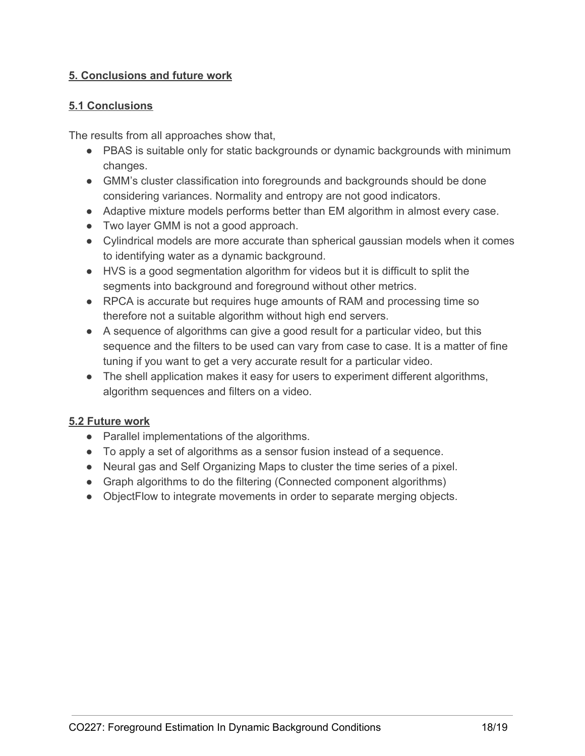## 5. Conclusions and future work

### 5.1 Conclusions

The results from all approaches show that,

- PBAS is suitable only for static backgrounds or dynamic backgrounds with minimum changes.
- GMM's cluster classification into foregrounds and backgrounds should be done considering variances. Normality and entropy are not good indicators.
- Adaptive mixture models performs better than EM algorithm in almost every case.
- Two layer GMM is not a good approach.
- Cylindrical models are more accurate than spherical gaussian models when it comes to identifying water as a dynamic background.
- HVS is a good segmentation algorithm for videos but it is difficult to split the segments into background and foreground without other metrics.
- RPCA is accurate but requires huge amounts of RAM and processing time so therefore not a suitable algorithm without high end servers.
- A sequence of algorithms can give a good result for a particular video, but this sequence and the filters to be used can vary from case to case. It is a matter of fine tuning if you want to get a very accurate result for a particular video.
- The shell application makes it easy for users to experiment different algorithms, algorithm sequences and filters on a video.

### 5.2 Future work

- Parallel implementations of the algorithms.
- To apply a set of algorithms as a sensor fusion instead of a sequence.
- Neural gas and Self Organizing Maps to cluster the time series of a pixel.
- Graph algorithms to do the filtering (Connected component algorithms)
- ObjectFlow to integrate movements in order to separate merging objects.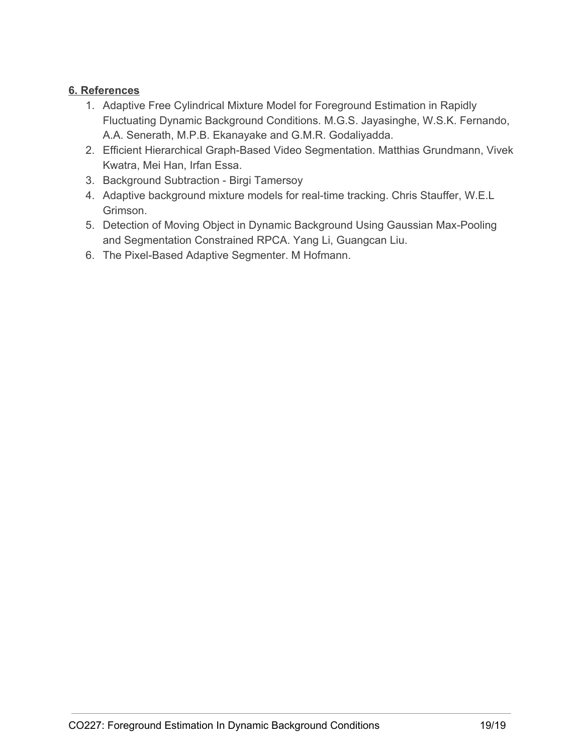## 6. References

1. Adaptive Free Cylindrical Mixture Model for Foreground Estimation in Rapidly Fluctuating Dynamic Background Conditions. M.G.S. Jayasinghe, W.S.K. Fernando, A.A. Senerath, M.P.B. Ekanayake and G.M.R. Godaliyadda.
2. Efficient Hierarchical Graph-Based Video Segmentation. Matthias Grundmann, Vivek Kwatra, Mei Han, Irfan Essa.
3. Background Subtraction - Birgi Tamersoy
4. Adaptive background mixture models for real-time tracking. Chris Stauffer, W.E.L Grimson.
5. Detection of Moving Object in Dynamic Background Using Gaussian Max-Pooling and Segmentation Constrained RPCA. Yang Li, Guangcan Liu.
6. The Pixel-Based Adaptive Segmenter. M Hofmann.